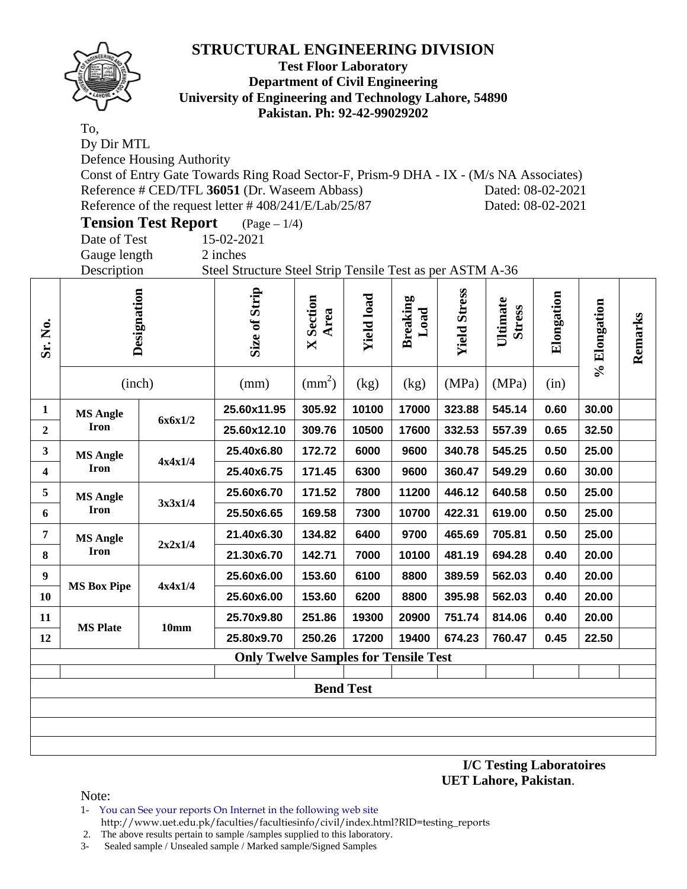# STRUCTURAL ENGINEERING DIVISION

**Test Floor Laboratory**
**Department of Civil Engineering**
**University of Engineering and Technology Lahore, 54890**
**Pakistan. Ph: 92-42-99029202**

To,
Dy Dir MTL
Defence Housing Authority
Const of Entry Gate Towards Ring Road Sector-F, Prism-9 DHA - IX - (M/s NA Associates)
Reference # CED/TFL **36051** (Dr. Waseem Abbass) Dated: 08-02-2021
Reference of the request letter # 408/241/E/Lab/25/87 Dated: 08-02-2021

**Tension Test Report** (Page – 1/4)

Date of Test 15-02-2021
Gauge length 2 inches
Description Steel Structure Steel Strip Tensile Test as per ASTM A-36

| Sr. No. | Designation | | Size of Strip | X Section Area | Yield load | Breaking Load | Yield Stress | Ultimate Stress | Elongation | % Elongation | Remarks |
|---|---|---|---|---|---|---|---|---|---|---|---|
| | (inch) | | (mm) | ($mm^2$) | (kg) | (kg) | (MPa) | (MPa) | (in) | | |
| 1 | MS Angle Iron | 6x6x1/2 | 25.60x11.95 | 305.92 | 10100 | 17000 | 323.88 | 545.14 | 0.60 | 30.00 | |
| 2 | | | 25.60x12.10 | 309.76 | 10500 | 17600 | 332.53 | 557.39 | 0.65 | 32.50 | |
| 3 | MS Angle Iron | 4x4x1/4 | 25.40x6.80 | 172.72 | 6000 | 9600 | 340.78 | 545.25 | 0.50 | 25.00 | |
| 4 | | | 25.40x6.75 | 171.45 | 6300 | 9600 | 360.47 | 549.29 | 0.60 | 30.00 | |
| 5 | MS Angle Iron | 3x3x1/4 | 25.60x6.70 | 171.52 | 7800 | 11200 | 446.12 | 640.58 | 0.50 | 25.00 | |
| 6 | | | 25.50x6.65 | 169.58 | 7300 | 10700 | 422.31 | 619.00 | 0.50 | 25.00 | |
| 7 | MS Angle Iron | 2x2x1/4 | 21.40x6.30 | 134.82 | 6400 | 9700 | 465.69 | 705.81 | 0.50 | 25.00 | |
| 8 | | | 21.30x6.70 | 142.71 | 7000 | 10100 | 481.19 | 694.28 | 0.40 | 20.00 | |
| 9 | MS Box Pipe | 4x4x1/4 | 25.60x6.00 | 153.60 | 6100 | 8800 | 389.59 | 562.03 | 0.40 | 20.00 | |
| 10 | | | 25.60x6.00 | 153.60 | 6200 | 8800 | 395.98 | 562.03 | 0.40 | 20.00 | |
| 11 | MS Plate | 10mm | 25.70x9.80 | 251.86 | 19300 | 20900 | 751.74 | 814.06 | 0.40 | 20.00 | |
| 12 | | | 25.80x9.70 | 250.26 | 17200 | 19400 | 674.23 | 760.47 | 0.45 | 22.50 | |
| | | | **Only Twelve Samples for Tensile Test** | | | | | | | | |
| | | | | | **Bend Test** | | | | | | |

**I/C Testing Laboratoires**
**UET Lahore, Pakistan**.

Note:
1- You can See your reports On Internet in the following web site
http://www.uet.edu.pk/faculties/facultiesinfo/civil/index.html?RID=testing_reports
2. The above results pertain to sample /samples supplied to this laboratory.
3- Sealed sample / Unsealed sample / Marked sample/Signed Samples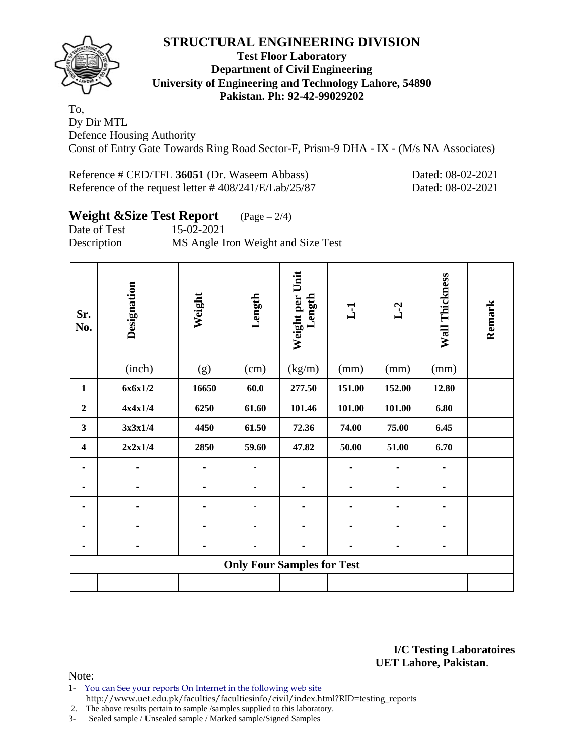# STRUCTURAL ENGINEERING DIVISION

**Test Floor Laboratory**
**Department of Civil Engineering**
**University of Engineering and Technology Lahore, 54890**
**Pakistan. Ph: 92-42-99029202**

To,
Dy Dir MTL
Defence Housing Authority
Const of Entry Gate Towards Ring Road Sector-F, Prism-9 DHA - IX - (M/s NA Associates)

Reference # CED/TFL **36051** (Dr. Waseem Abbass) Dated: 08-02-2021
Reference of the request letter # 408/241/E/Lab/25/87 Dated: 08-02-2021

## Weight &Size Test Report (Page – 2/4)

Date of Test 15-02-2021
Description MS Angle Iron Weight and Size Test

| Sr. No. | Designation | Weight | Length | Weight per Unit Length | L-1 | L-2 | Wall Thickness | Remark |
|---|---|---|---|---|---|---|---|---|
| | (inch) | (g) | (cm) | (kg/m) | (mm) | (mm) | (mm) | |
| **1** | **6x6x1/2** | **16650** | **60.0** | **277.50** | **151.00** | **152.00** | **12.80** | |
| **2** | **4x4x1/4** | **6250** | **61.60** | **101.46** | **101.00** | **101.00** | **6.80** | |
| **3** | **3x3x1/4** | **4450** | **61.50** | **72.36** | **74.00** | **75.00** | **6.45** | |
| **4** | **2x2x1/4** | **2850** | **59.60** | **47.82** | **50.00** | **51.00** | **6.70** | |
| - | - | - | - | | - | - | - | |
| - | - | - | - | - | - | - | - | |
| - | - | - | - | - | - | - | - | |
| - | - | - | - | - | - | - | - | |
| - | - | - | - | - | - | - | - | |
| **Only Four Samples for Test** | | | | | | | | |
| | | | | | | | | |

**I/C Testing Laboratoires**
**UET Lahore, Pakistan**.

Note:
1- You can See your reports On Internet in the following web site
http://www.uet.edu.pk/faculties/facultiesinfo/civil/index.html?RID=testing_reports
2. The above results pertain to sample /samples supplied to this laboratory.
3- Sealed sample / Unsealed sample / Marked sample/Signed Samples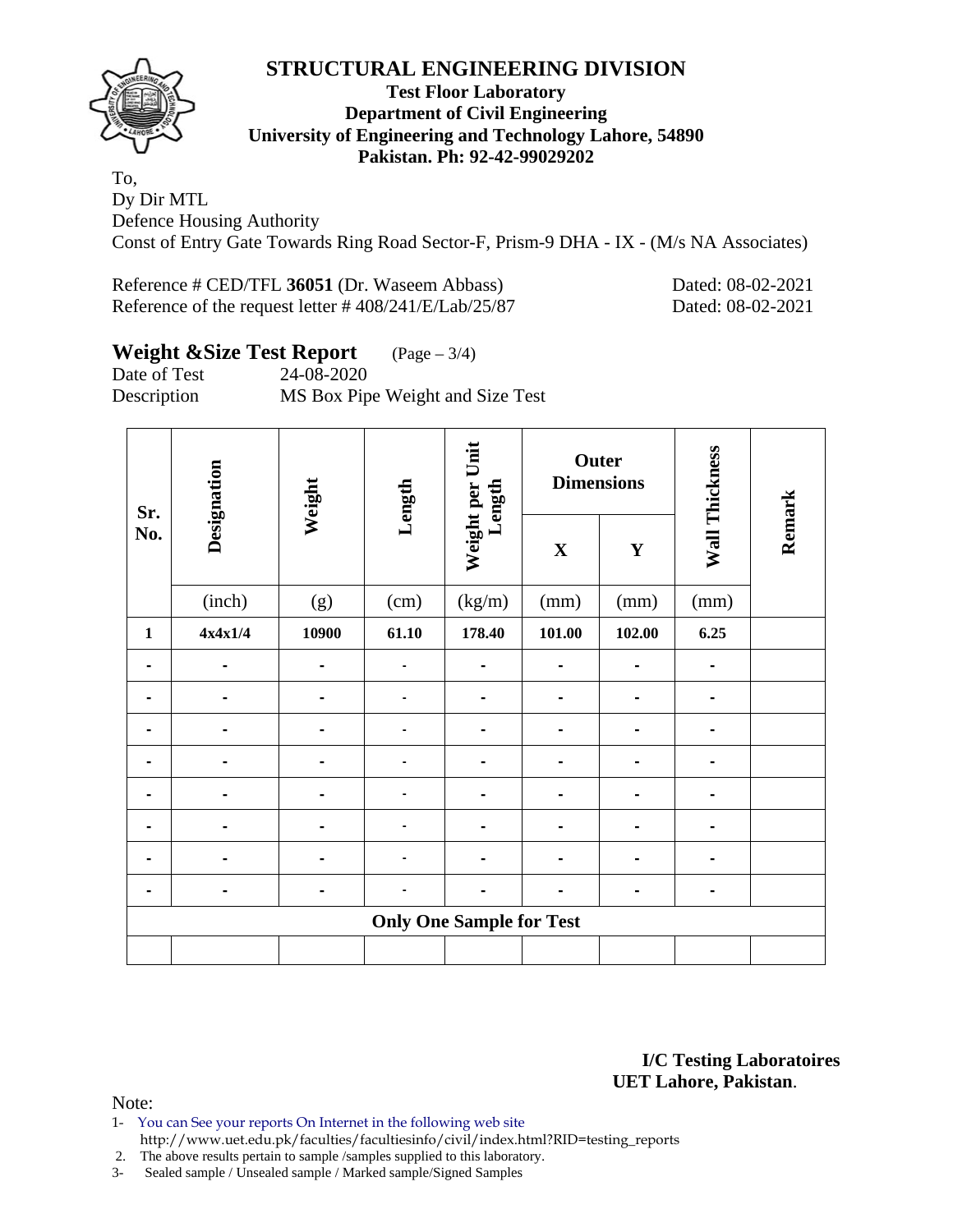# STRUCTURAL ENGINEERING DIVISION

**Test Floor Laboratory**
**Department of Civil Engineering**
**University of Engineering and Technology Lahore, 54890**
**Pakistan. Ph: 92-42-99029202**

To,
Dy Dir MTL
Defence Housing Authority
Const of Entry Gate Towards Ring Road Sector-F, Prism-9 DHA - IX - (M/s NA Associates)

Reference # CED/TFL **36051** (Dr. Waseem Abbass) Dated: 08-02-2021
Reference of the request letter # 408/241/E/Lab/25/87 Dated: 08-02-2021

## Weight &Size Test Report (Page – 3/4)

Date of Test 24-08-2020
Description MS Box Pipe Weight and Size Test

| Sr. No. | Designation | Weight | Length | Weight per Unit Length | Outer Dimensions | | Wall Thickness | Remark |
|---|---|---|---|---|---|---|---|---|
| | | | | | X | Y | | |
| | (inch) | (g) | (cm) | (kg/m) | (mm) | (mm) | (mm) | |
| **1** | **4x4x1/4** | **10900** | **61.10** | **178.40** | **101.00** | **102.00** | **6.25** | |
| - | - | - | - | - | - | - | - | |
| - | - | - | - | - | - | - | - | |
| - | - | - | - | - | - | - | - | |
| - | - | - | - | - | - | - | - | |
| - | - | - | - | - | - | - | - | |
| - | - | - | - | - | - | - | - | |
| - | - | - | - | - | - | - | - | |
| - | - | - | - | - | - | - | - | |
| **Only One Sample for Test** | | | | | | | | |
| | | | | | | | | |

**I/C Testing Laboratoires**
**UET Lahore, Pakistan**.

Note:
1- You can See your reports On Internet in the following web site
http://www.uet.edu.pk/faculties/facultiesinfo/civil/index.html?RID=testing_reports
2. The above results pertain to sample /samples supplied to this laboratory.
3- Sealed sample / Unsealed sample / Marked sample/Signed Samples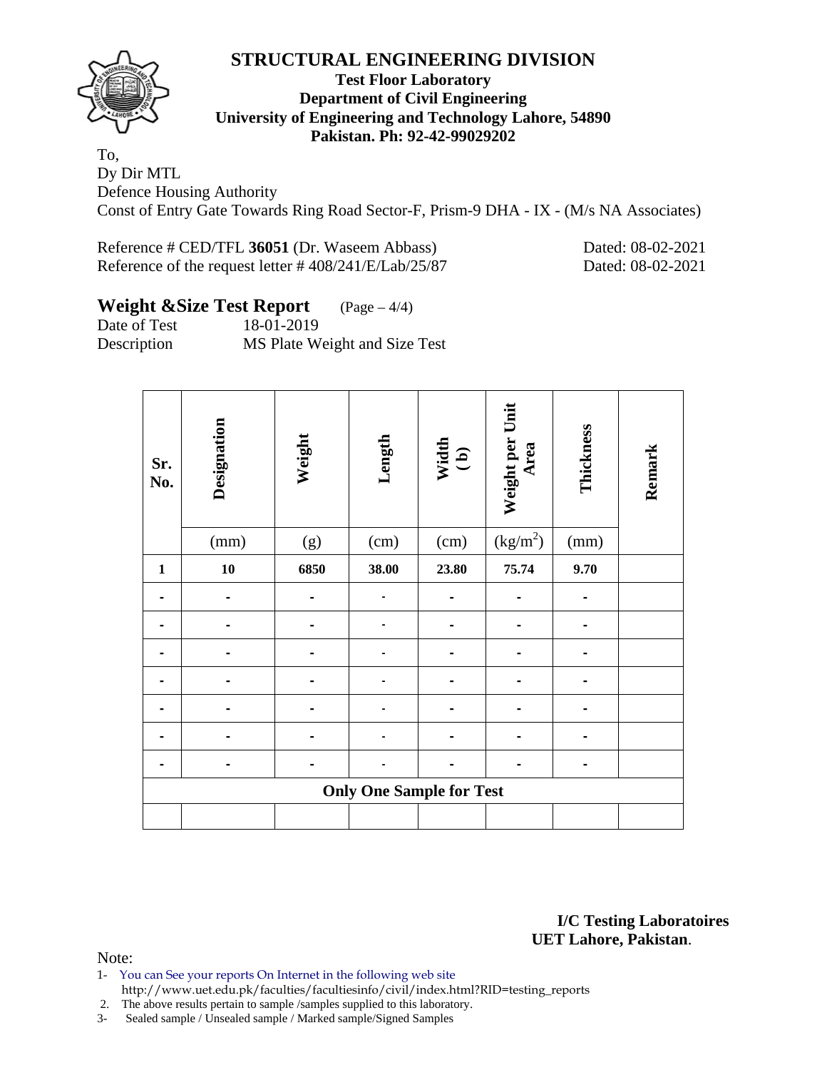# STRUCTURAL ENGINEERING DIVISION

**Test Floor Laboratory**
**Department of Civil Engineering**
**University of Engineering and Technology Lahore, 54890**
**Pakistan. Ph: 92-42-99029202**

To,
Dy Dir MTL
Defence Housing Authority
Const of Entry Gate Towards Ring Road Sector-F, Prism-9 DHA - IX - (M/s NA Associates)

Reference # CED/TFL **36051** (Dr. Waseem Abbass) Dated: 08-02-2021
Reference of the request letter # 408/241/E/Lab/25/87 Dated: 08-02-2021

## Weight &Size Test Report (Page – 4/4)

Date of Test 18-01-2019
Description MS Plate Weight and Size Test

| Sr. No. | Designation | Weight | Length | Width (b) | Weight per Unit Area | Thickness | Remark |
|---|---|---|---|---|---|---|---|
| | (mm) | (g) | (cm) | (cm) | ($kg/m^2$) | (mm) | |
| **1** | **10** | **6850** | **38.00** | **23.80** | **75.74** | **9.70** | |
| - | - | - | - | - | - | - | |
| - | - | - | - | - | - | - | |
| - | - | - | - | - | - | - | |
| - | - | - | - | - | - | - | |
| - | - | - | - | - | - | - | |
| - | - | - | - | - | - | - | |
| - | - | - | - | - | - | - | |
| **Only One Sample for Test** | | | | | | | |
| | | | | | | | |

**I/C Testing Laboratoires**
**UET Lahore, Pakistan**.

Note:
1- You can See your reports On Internet in the following web site
http://www.uet.edu.pk/faculties/facultiesinfo/civil/index.html?RID=testing_reports
2. The above results pertain to sample /samples supplied to this laboratory.
3- Sealed sample / Unsealed sample / Marked sample/Signed Samples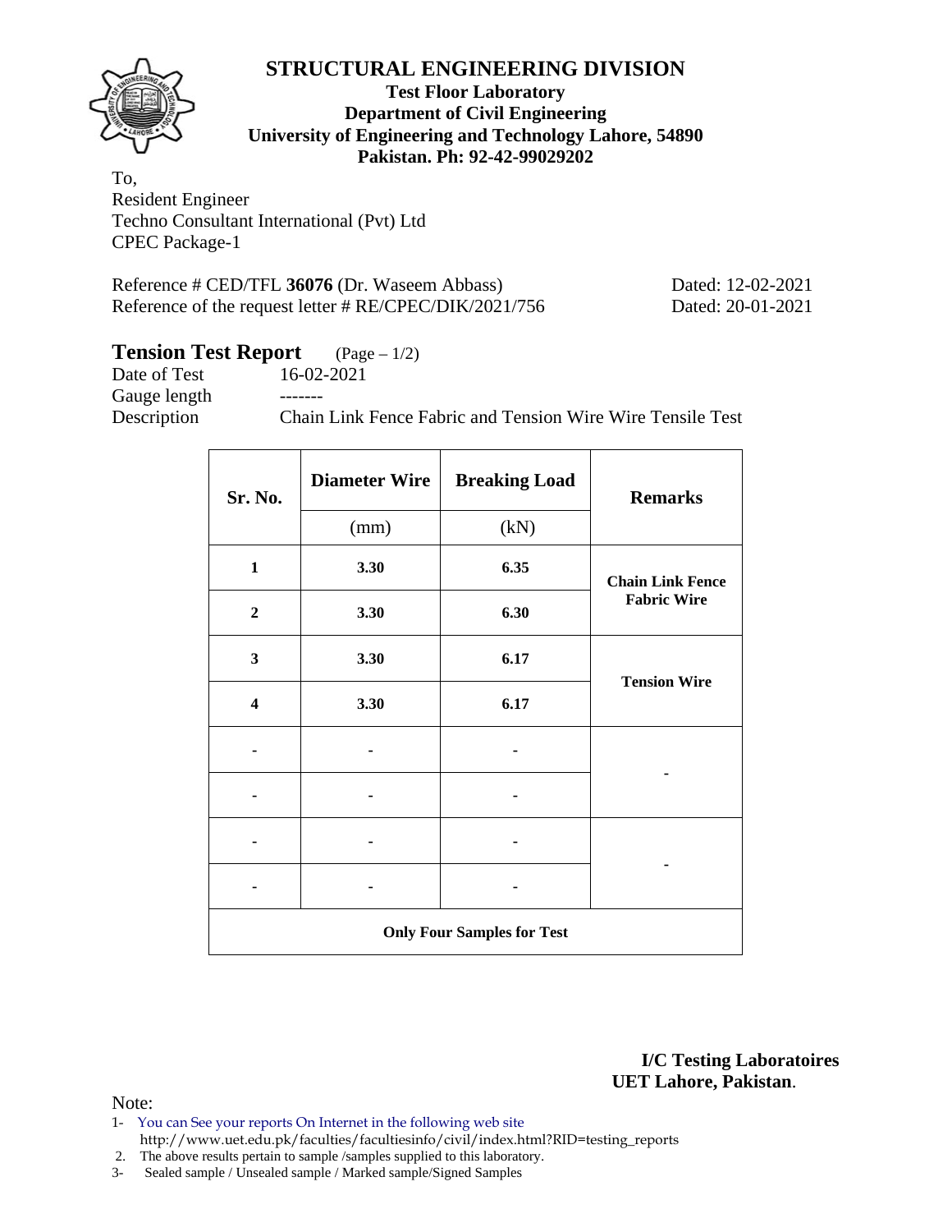# STRUCTURAL ENGINEERING DIVISION

**Test Floor Laboratory**
**Department of Civil Engineering**
**University of Engineering and Technology Lahore, 54890**
**Pakistan. Ph: 92-42-99029202**

To,
Resident Engineer
Techno Consultant International (Pvt) Ltd
CPEC Package-1

Reference # CED/TFL **36076** (Dr. Waseem Abbass) Dated: 12-02-2021
Reference of the request letter # RE/CPEC/DIK/2021/756 Dated: 20-01-2021

## Tension Test Report (Page – 1/2)

Date of Test 16-02-2021
Gauge length -------
Description Chain Link Fence Fabric and Tension Wire Wire Tensile Test

| Sr. No. | Diameter Wire | Breaking Load | Remarks |
|---|---|---|---|
| | (mm) | (kN) | |
| **1** | **3.30** | **6.35** | **Chain Link Fence Fabric Wire** |
| **2** | **3.30** | **6.30** | |
| **3** | **3.30** | **6.17** | **Tension Wire** |
| **4** | **3.30** | **6.17** | |
| - | - | - | - |
| - | - | - | |
| - | - | - | - |
| - | - | - | |
| **Only Four Samples for Test** | | | |

**I/C Testing Laboratoires**
**UET Lahore, Pakistan**.

Note:
1- You can See your reports On Internet in the following web site
http://www.uet.edu.pk/faculties/facultiesinfo/civil/index.html?RID=testing_reports
2. The above results pertain to sample /samples supplied to this laboratory.
3- Sealed sample / Unsealed sample / Marked sample/Signed Samples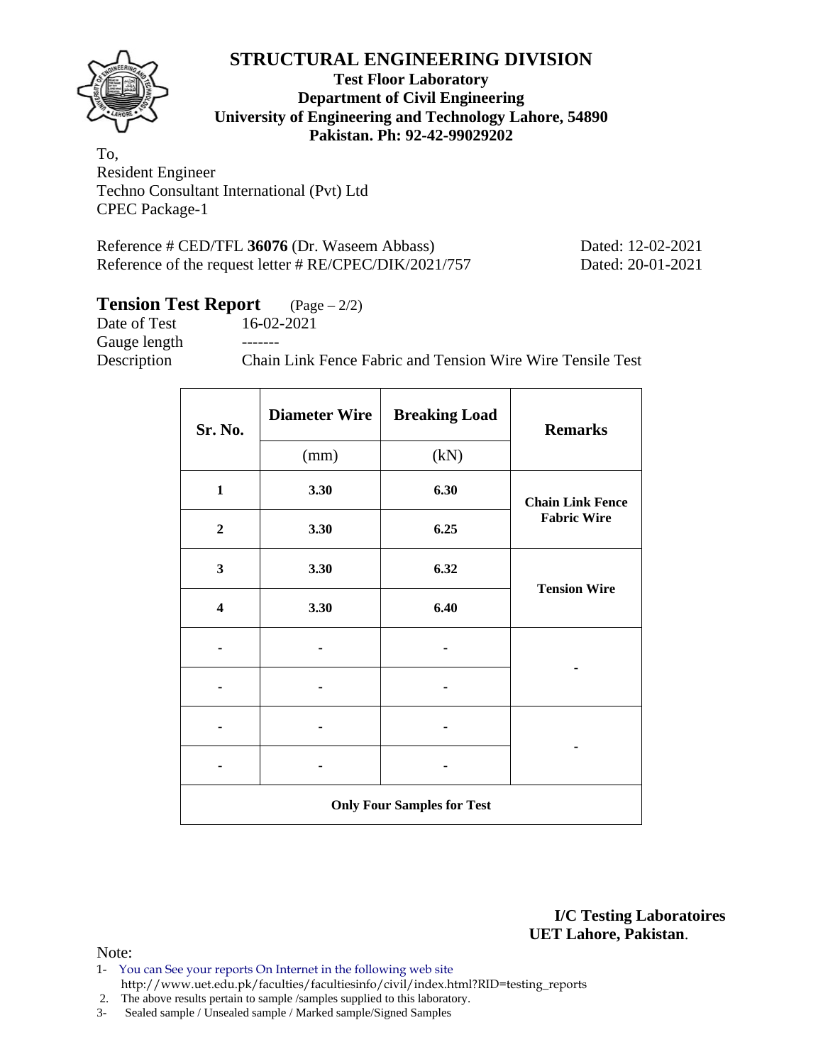# STRUCTURAL ENGINEERING DIVISION

**Test Floor Laboratory**
**Department of Civil Engineering**
**University of Engineering and Technology Lahore, 54890**
**Pakistan. Ph: 92-42-99029202**

To,
Resident Engineer
Techno Consultant International (Pvt) Ltd
CPEC Package-1

Reference # CED/TFL **36076** (Dr. Waseem Abbass) Dated: 12-02-2021
Reference of the request letter # RE/CPEC/DIK/2021/757 Dated: 20-01-2021

## Tension Test Report (Page – 2/2)

Date of Test 16-02-2021
Gauge length -------
Description Chain Link Fence Fabric and Tension Wire Wire Tensile Test

| Sr. No. | Diameter Wire (mm) | Breaking Load (kN) | Remarks |
|---|---|---|---|
| **1** | **3.30** | **6.30** | **Chain Link Fence Fabric Wire** |
| **2** | **3.30** | **6.25** | |
| **3** | **3.30** | **6.32** | **Tension Wire** |
| **4** | **3.30** | **6.40** | |
| - | - | - | - |
| - | - | - | |
| - | - | - | - |
| - | - | - | |
| **Only Four Samples for Test** | | | |

**I/C Testing Laboratoires**
**UET Lahore, Pakistan**.

Note:
1- You can See your reports On Internet in the following web site
http://www.uet.edu.pk/faculties/facultiesinfo/civil/index.html?RID=testing_reports
2. The above results pertain to sample /samples supplied to this laboratory.
3- Sealed sample / Unsealed sample / Marked sample/Signed Samples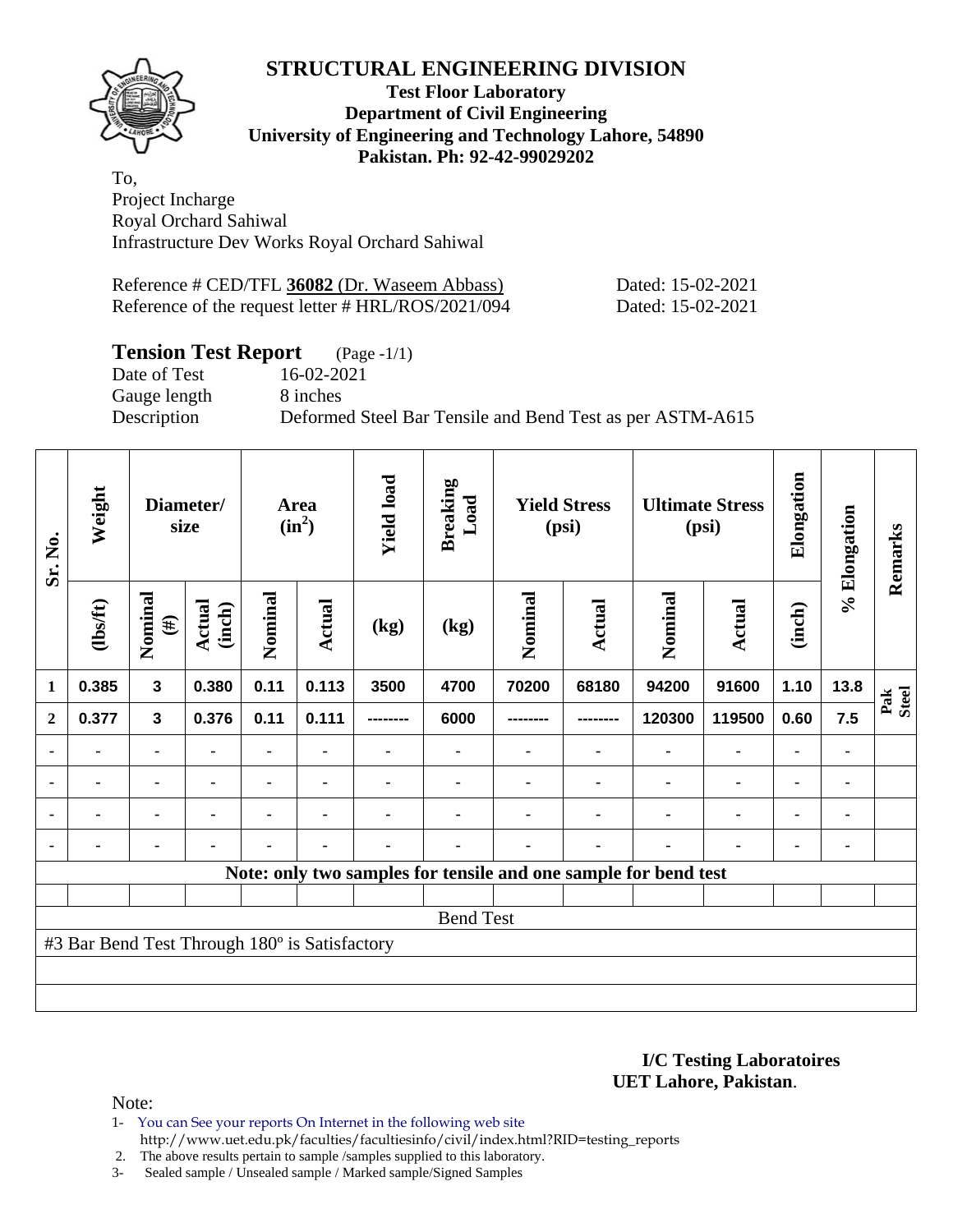# STRUCTURAL ENGINEERING DIVISION

**Test Floor Laboratory**
**Department of Civil Engineering**
**University of Engineering and Technology Lahore, 54890**
**Pakistan. Ph: 92-42-99029202**

To,
Project Incharge
Royal Orchard Sahiwal
Infrastructure Dev Works Royal Orchard Sahiwal

Reference # CED/TFL **36082** (Dr. Waseem Abbass) Dated: 15-02-2021
Reference of the request letter # HRL/ROS/2021/094 Dated: 15-02-2021

## Tension Test Report (Page -1/1)

Date of Test 16-02-2021
Gauge length 8 inches
Description Deformed Steel Bar Tensile and Bend Test as per ASTM-A615

| Sr. No. | Weight | Diameter/ size | | Area ($in^2$) | | Yield load | Breaking Load | Yield Stress (psi) | | Ultimate Stress (psi) | | Elongation | % Elongation | Remarks |
|---|---|---|---|---|---|---|---|---|---|---|---|---|---|---|
| | (lbs/ft) | Nominal (#) | Actual (inch) | Nominal | Actual | (kg) | (kg) | Nominal | Actual | Nominal | Actual | (inch) | | |
| 1 | 0.385 | 3 | 0.380 | 0.11 | 0.113 | 3500 | 4700 | 70200 | 68180 | 94200 | 91600 | 1.10 | 13.8 | Pak Steel |
| 2 | 0.377 | 3 | 0.376 | 0.11 | 0.111 | -------- | 6000 | -------- | -------- | 120300 | 119500 | 0.60 | 7.5 | |
| - | - | - | - | - | - | - | - | - | - | - | - | - | - | |
| - | - | - | - | - | - | - | - | - | - | - | - | - | - | |
| - | - | - | - | - | - | - | - | - | - | - | - | - | - | |
| - | - | - | - | - | - | - | - | - | - | - | - | - | - | |

**Note: only two samples for tensile and one sample for bend test**

Bend Test

#3 Bar Bend Test Through 180º is Satisfactory

**I/C Testing Laboratoires**
**UET Lahore, Pakistan**.

Note:
1- You can See your reports On Internet in the following web site
http://www.uet.edu.pk/faculties/facultiesinfo/civil/index.html?RID=testing_reports
2. The above results pertain to sample /samples supplied to this laboratory.
3- Sealed sample / Unsealed sample / Marked sample/Signed Samples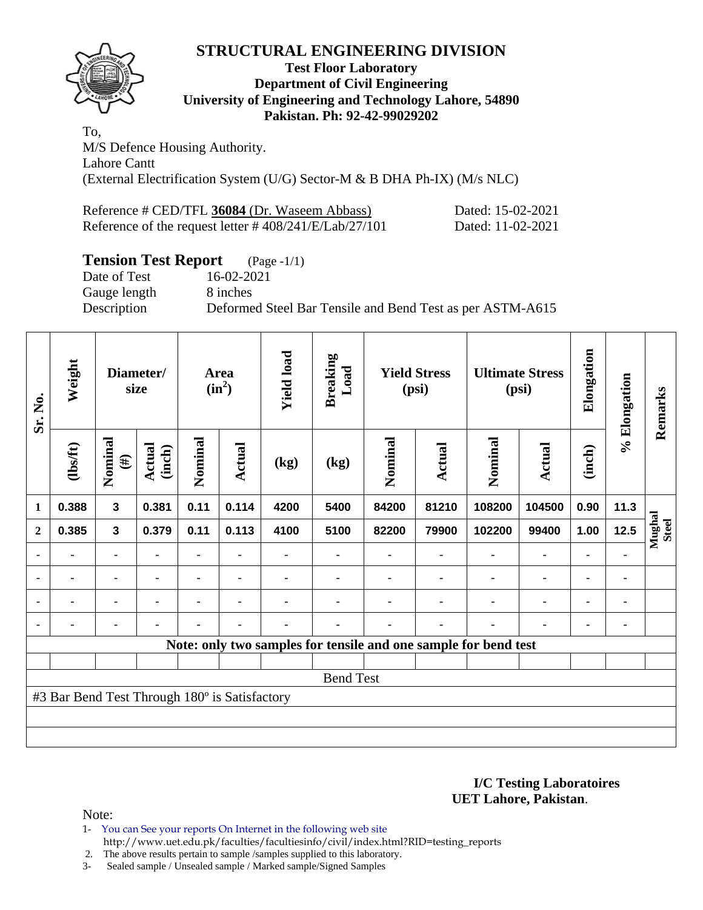# STRUCTURAL ENGINEERING DIVISION

**Test Floor Laboratory**
**Department of Civil Engineering**
**University of Engineering and Technology Lahore, 54890**
**Pakistan. Ph: 92-42-99029202**

To,
M/S Defence Housing Authority.
Lahore Cantt
(External Electrification System (U/G) Sector-M & B DHA Ph-IX) (M/s NLC)

Reference # CED/TFL **36084** (Dr. Waseem Abbass) Dated: 15-02-2021
Reference of the request letter # 408/241/E/Lab/27/101 Dated: 11-02-2021

## Tension Test Report (Page -1/1)

Date of Test 16-02-2021
Gauge length 8 inches
Description Deformed Steel Bar Tensile and Bend Test as per ASTM-A615

| Sr. No. | Weight | Diameter/ size | | Area ($in^2$) | | Yield load | Breaking Load | Yield Stress (psi) | | Ultimate Stress (psi) | | Elongation | % Elongation | Remarks |
|---|---|---|---|---|---|---|---|---|---|---|---|---|---|---|
| | (lbs/ft) | Nominal (#) | Actual (inch) | Nominal | Actual | (kg) | (kg) | Nominal | Actual | Nominal | Actual | (inch) | | |
| 1 | 0.388 | 3 | 0.381 | 0.11 | 0.114 | 4200 | 5400 | 84200 | 81210 | 108200 | 104500 | 0.90 | 11.3 | Mughal Steel |
| 2 | 0.385 | 3 | 0.379 | 0.11 | 0.113 | 4100 | 5100 | 82200 | 79900 | 102200 | 99400 | 1.00 | 12.5 | |
| - | - | - | - | - | - | - | - | - | - | - | - | - | - | |
| - | - | - | - | - | - | - | - | - | - | - | - | - | - | |
| - | - | - | - | - | - | - | - | - | - | - | - | - | - | |
| - | - | - | - | - | - | - | - | - | - | - | - | - | - | |

**Note: only two samples for tensile and one sample for bend test**

Bend Test

#3 Bar Bend Test Through 180º is Satisfactory

**I/C Testing Laboratoires**
**UET Lahore, Pakistan**.

Note:

1- You can See your reports On Internet in the following web site
http://www.uet.edu.pk/faculties/facultiesinfo/civil/index.html?RID=testing_reports
2. The above results pertain to sample /samples supplied to this laboratory.
3- Sealed sample / Unsealed sample / Marked sample/Signed Samples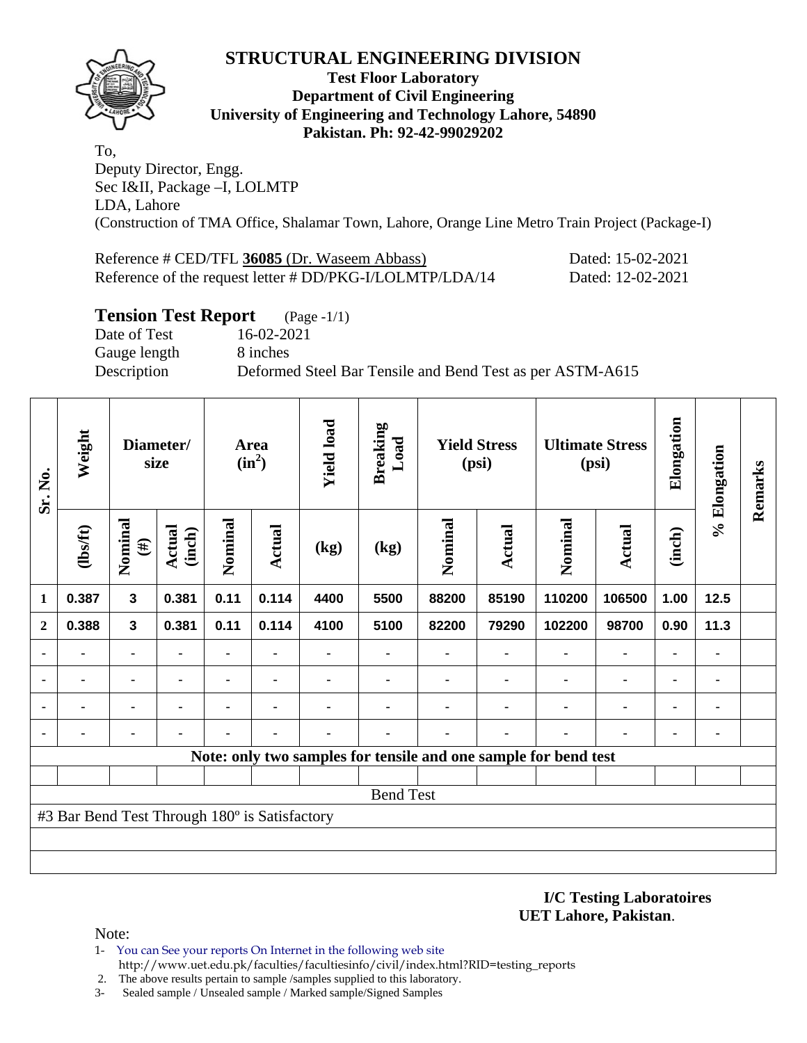# STRUCTURAL ENGINEERING DIVISION

**Test Floor Laboratory**
**Department of Civil Engineering**
**University of Engineering and Technology Lahore, 54890**
**Pakistan. Ph: 92-42-99029202**

To,
Deputy Director, Engg.
Sec I&II, Package –I, LOLMTP
LDA, Lahore
(Construction of TMA Office, Shalamar Town, Lahore, Orange Line Metro Train Project (Package-I)

Reference # CED/TFL **36085** (Dr. Waseem Abbass) Dated: 15-02-2021
Reference of the request letter # DD/PKG-I/LOLMTP/LDA/14 Dated: 12-02-2021

## Tension Test Report (Page -1/1)

Date of Test 16-02-2021
Gauge length 8 inches
Description Deformed Steel Bar Tensile and Bend Test as per ASTM-A615

| Sr. No. | Weight | Diameter/ size | | Area ($in^2$) | | Yield load | Breaking Load | Yield Stress (psi) | | Ultimate Stress (psi) | | Elongation | % Elongation | Remarks |
|---|---|---|---|---|---|---|---|---|---|---|---|---|---|---|
| | (lbs/ft) | Nominal (#) | Actual (inch) | Nominal | Actual | (kg) | (kg) | Nominal | Actual | Nominal | Actual | (inch) | | |
| 1 | 0.387 | 3 | 0.381 | 0.11 | 0.114 | 4400 | 5500 | 88200 | 85190 | 110200 | 106500 | 1.00 | 12.5 | |
| 2 | 0.388 | 3 | 0.381 | 0.11 | 0.114 | 4100 | 5100 | 82200 | 79290 | 102200 | 98700 | 0.90 | 11.3 | |
| - | - | - | - | - | - | - | - | - | - | - | - | - | - | |
| - | - | - | - | - | - | - | - | - | - | - | - | - | - | |
| - | - | - | - | - | - | - | - | - | - | - | - | - | - | |
| - | - | - | - | - | - | - | - | - | - | - | - | - | - | |
| **Note: only two samples for tensile and one sample for bend test** | | | | | | | | | | | | | | |
| Bend Test | | | | | | | | | | | | | | |
| #3 Bar Bend Test Through 180º is Satisfactory | | | | | | | | | | | | | | |

**I/C Testing Laboratoires**
**UET Lahore, Pakistan**.

Note:

1- You can See your reports On Internet in the following web site
http://www.uet.edu.pk/faculties/facultiesinfo/civil/index.html?RID=testing_reports
2. The above results pertain to sample /samples supplied to this laboratory.
3- Sealed sample / Unsealed sample / Marked sample/Signed Samples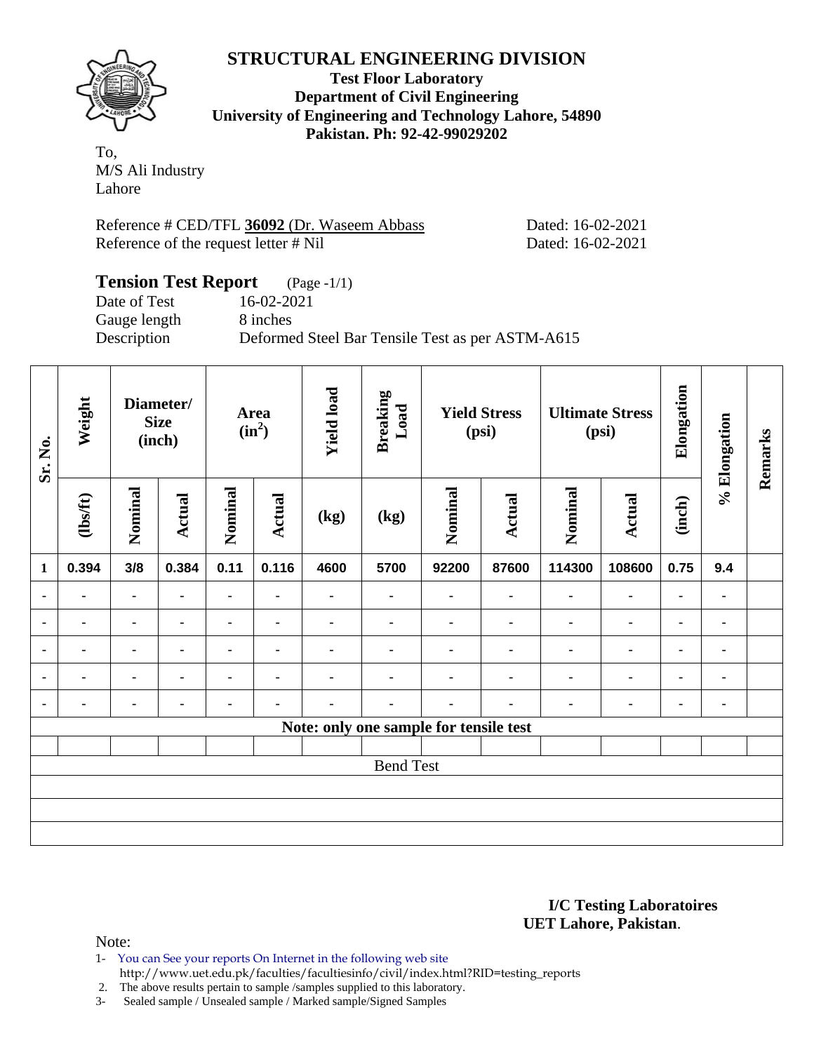# STRUCTURAL ENGINEERING DIVISION

**Test Floor Laboratory**
**Department of Civil Engineering**
**University of Engineering and Technology Lahore, 54890**
**Pakistan. Ph: 92-42-99029202**

To,
M/S Ali Industry
Lahore

Reference # CED/TFL **36092** (Dr. Waseem Abbass     Dated: 16-02-2021
Reference of the request letter # Nil     Dated: 16-02-2021

## Tension Test Report (Page -1/1)

Date of Test 16-02-2021
Gauge length 8 inches
Description Deformed Steel Bar Tensile Test as per ASTM-A615

| Sr. No. | Weight | Diameter/ Size (inch) | | Area ($in^2$) | | Yield load | Breaking Load | Yield Stress (psi) | | Ultimate Stress (psi) | | Elongation | % Elongation | Remarks |
|---|---|---|---|---|---|---|---|---|---|---|---|---|---|---|
| | (lbs/ft) | Nominal | Actual | Nominal | Actual | (kg) | (kg) | Nominal | Actual | Nominal | Actual | (inch) | | |
| 1 | 0.394 | 3/8 | 0.384 | 0.11 | 0.116 | 4600 | 5700 | 92200 | 87600 | 114300 | 108600 | 0.75 | 9.4 | |
| - | - | - | - | - | - | - | - | - | - | - | - | - | - | |
| - | - | - | - | - | - | - | - | - | - | - | - | - | - | |
| - | - | - | - | - | - | - | - | - | - | - | - | - | - | |
| - | - | - | - | - | - | - | - | - | - | - | - | - | - | |
| - | - | - | - | - | - | - | - | - | - | - | - | - | - | |

Note: only one sample for tensile test

Bend Test

**I/C Testing Laboratoires**
**UET Lahore, Pakistan**.

Note:

1- You can See your reports On Internet in the following web site
http://www.uet.edu.pk/faculties/facultiesinfo/civil/index.html?RID=testing_reports
2. The above results pertain to sample /samples supplied to this laboratory.
3- Sealed sample / Unsealed sample / Marked sample/Signed Samples